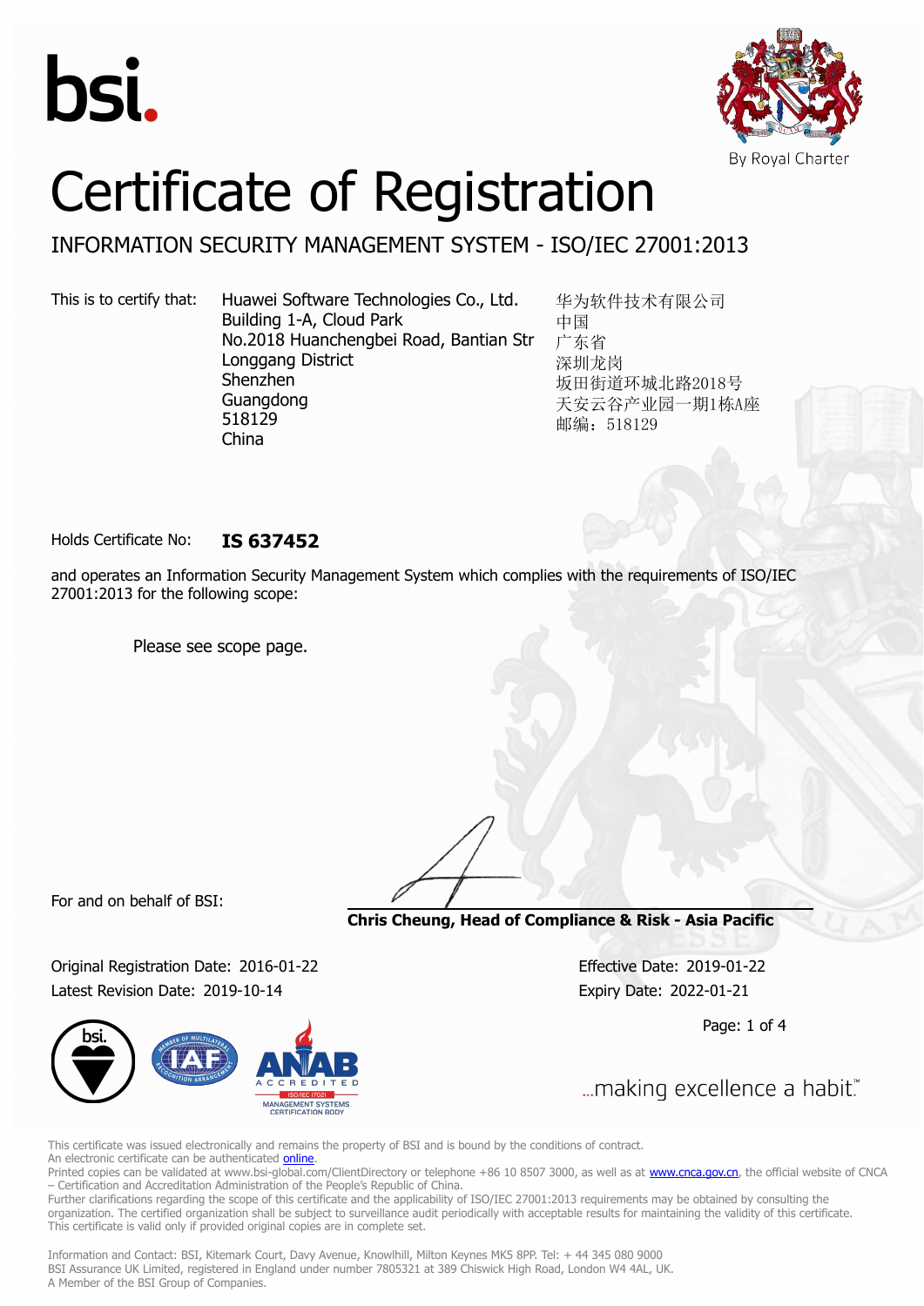bsi.

By Royal Charter

# Certificate of Registration

## INFORMATION SECURITY MANAGEMENT SYSTEM - ISO/IEC 27001:2013

This is to certify that:

Huawei Software Technologies Co., Ltd.
Building 1-A, Cloud Park
No.2018 Huanchengbei Road, Bantian Str
Longgang District
Shenzhen
Guangdong
518129
China

华为软件技术有限公司
中国
广东省
深圳龙岗
坂田街道环城北路2018号
天安云谷产业园一期1栋A座
邮编：518129

Holds Certificate No: **IS 637452**

and operates an Information Security Management System which complies with the requirements of ISO/IEC 27001:2013 for the following scope:

Please see scope page.

For and on behalf of BSI:

**Chris Cheung, Head of Compliance & Risk - Asia Pacific**

Original Registration Date: 2016-01-22
Latest Revision Date: 2019-10-14

Effective Date: 2019-01-22
Expiry Date: 2022-01-21

...making excellence a habit.™

This certificate was issued electronically and remains the property of BSI and is bound by the conditions of contract.
An electronic certificate can be authenticated online.
Printed copies can be validated at www.bsi-global.com/ClientDirectory or telephone +86 10 8507 3000, as well as at www.cnca.gov.cn, the official website of CNCA – Certification and Accreditation Administration of the People's Republic of China.
Further clarifications regarding the scope of this certificate and the applicability of ISO/IEC 27001:2013 requirements may be obtained by consulting the organization. The certified organization shall be subject to surveillance audit periodically with acceptable results for maintaining the validity of this certificate.
This certificate is valid only if provided original copies are in complete set.

Information and Contact: BSI, Kitemark Court, Davy Avenue, Knowlhill, Milton Keynes MK5 8PP. Tel: + 44 345 080 9000
BSI Assurance UK Limited, registered in England under number 7805321 at 389 Chiswick High Road, London W4 4AL, UK.
A Member of the BSI Group of Companies.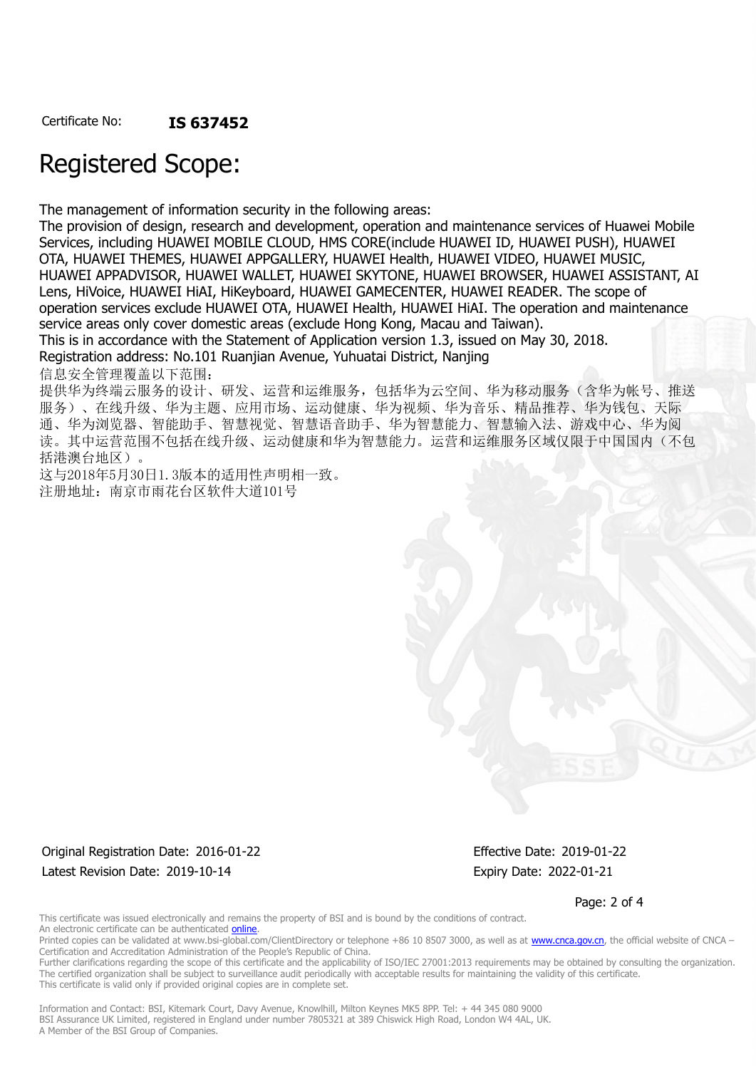Certificate No: **IS 637452**

# Registered Scope:

The management of information security in the following areas:
The provision of design, research and development, operation and maintenance services of Huawei Mobile Services, including HUAWEI MOBILE CLOUD, HMS CORE(include HUAWEI ID, HUAWEI PUSH), HUAWEI OTA, HUAWEI THEMES, HUAWEI APPGALLERY, HUAWEI Health, HUAWEI VIDEO, HUAWEI MUSIC, HUAWEI APPADVISOR, HUAWEI WALLET, HUAWEI SKYTONE, HUAWEI BROWSER, HUAWEI ASSISTANT, AI Lens, HiVoice, HUAWEI HiAI, HiKeyboard, HUAWEI GAMECENTER, HUAWEI READER. The scope of operation services exclude HUAWEI OTA, HUAWEI Health, HUAWEI HiAI. The operation and maintenance service areas only cover domestic areas (exclude Hong Kong, Macau and Taiwan).
This is in accordance with the Statement of Application version 1.3, issued on May 30, 2018.
Registration address: No.101 Ruanjian Avenue, Yuhuatai District, Nanjing
信息安全管理覆盖以下范围：
提供华为终端云服务的设计、研发、运营和运维服务，包括华为云空间、华为移动服务（含华为帐号、推送服务）、在线升级、华为主题、应用市场、运动健康、华为视频、华为音乐、精品推荐、华为钱包、天际通、华为浏览器、智能助手、智慧视觉、智慧语音助手、华为智慧能力、智慧输入法、游戏中心、华为阅读。其中运营范围不包括在线升级、运动健康和华为智慧能力。运营和运维服务区域仅限于中国国内（不包括港澳台地区）。
这与2018年5月30日1.3版本的适用性声明相一致。
注册地址：南京市雨花台区软件大道101号

Original Registration Date: 2016-01-22
Latest Revision Date: 2019-10-14

Effective Date: 2019-01-22
Expiry Date: 2022-01-21

This certificate was issued electronically and remains the property of BSI and is bound by the conditions of contract.
An electronic certificate can be authenticated online.
Printed copies can be validated at www.bsi-global.com/ClientDirectory or telephone +86 10 8507 3000, as well as at www.cnca.gov.cn, the official website of CNCA – Certification and Accreditation Administration of the People's Republic of China.
Further clarifications regarding the scope of this certificate and the applicability of ISO/IEC 27001:2013 requirements may be obtained by consulting the organization.
The certified organization shall be subject to surveillance audit periodically with acceptable results for maintaining the validity of this certificate.
This certificate is valid only if provided original copies are in complete set.

Information and Contact: BSI, Kitemark Court, Davy Avenue, Knowlhill, Milton Keynes MK5 8PP. Tel: + 44 345 080 9000
BSI Assurance UK Limited, registered in England under number 7805321 at 389 Chiswick High Road, London W4 4AL, UK.
A Member of the BSI Group of Companies.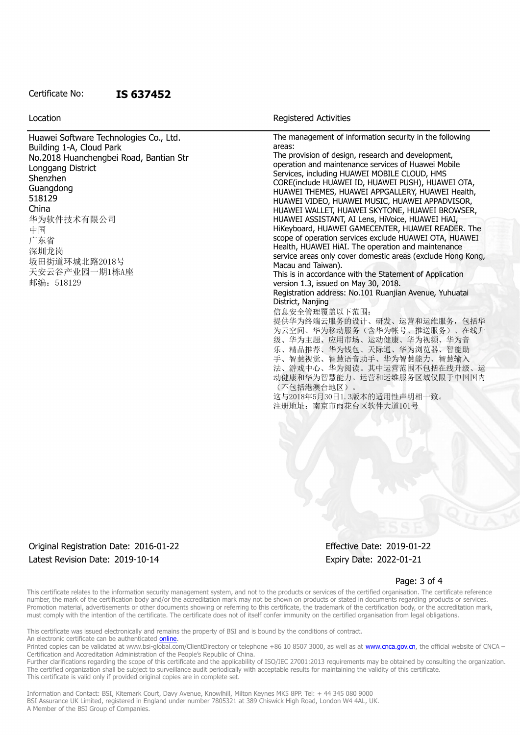Certificate No: **IS 637452**

| Location | Registered Activities |
| --- | --- |
| Huawei Software Technologies Co., Ltd.<br>Building 1-A, Cloud Park<br>No.2018 Huanchengbei Road, Bantian Str<br>Longgang District<br>Shenzhen<br>Guangdong<br>518129<br>China<br>华为软件技术有限公司<br>中国<br>广东省<br>深圳龙岗<br>坂田街道环城北路2018号<br>天安云谷产业园一期1栋A座<br>邮编：518129 | The management of information security in the following areas:<br>The provision of design, research and development, operation and maintenance services of Huawei Mobile Services, including HUAWEI MOBILE CLOUD, HMS CORE(include HUAWEI ID, HUAWEI PUSH), HUAWEI OTA, HUAWEI THEMES, HUAWEI APPGALLERY, HUAWEI Health, HUAWEI VIDEO, HUAWEI MUSIC, HUAWEI APPADVISOR, HUAWEI WALLET, HUAWEI SKYTONE, HUAWEI BROWSER, HUAWEI ASSISTANT, AI Lens, HiVoice, HUAWEI HiAI, HiKeyboard, HUAWEI GAMECENTER, HUAWEI READER. The scope of operation services exclude HUAWEI OTA, HUAWEI Health, HUAWEI HiAI. The operation and maintenance service areas only cover domestic areas (exclude Hong Kong, Macau and Taiwan).<br>This is in accordance with the Statement of Application version 1.3, issued on May 30, 2018.<br>Registration address: No.101 Ruanjian Avenue, Yuhuatai District, Nanjing<br>信息安全管理覆盖以下范围：<br>提供华为终端云服务的设计、研发、运营和运维服务，包括华为云空间、华为移动服务（含华为帐号、推送服务）、在线升级、华为主题、应用市场、运动健康、华为视频、华为音乐、精品推荐、华为钱包、天际通、华为浏览器、智能助手、智慧视觉、智慧语音助手、华为智慧能力、智慧输入法、游戏中心、华为阅读。其中运营范围不包括在线升级、运动健康和华为智慧能力。运营和运维服务区域仅限于中国国内（不包括港澳台地区）。<br>这与2018年5月30日1.3版本的适用性声明相一致。<br>注册地址：南京市雨花台区软件大道101号 |

Original Registration Date: 2016-01-22
Latest Revision Date: 2019-10-14

Effective Date: 2019-01-22
Expiry Date: 2022-01-21

This certificate relates to the information security management system, and not to the products or services of the certified organisation. The certificate reference number, the mark of the certification body and/or the accreditation mark may not be shown on products or stated in documents regarding products or services. Promotion material, advertisements or other documents showing or referring to this certificate, the trademark of the certification body, or the accreditation mark, must comply with the intention of the certificate. The certificate does not of itself confer immunity on the certified organisation from legal obligations.

This certificate was issued electronically and remains the property of BSI and is bound by the conditions of contract.
An electronic certificate can be authenticated online.
Printed copies can be validated at www.bsi-global.com/ClientDirectory or telephone +86 10 8507 3000, as well as at www.cnca.gov.cn, the official website of CNCA – Certification and Accreditation Administration of the People's Republic of China.
Further clarifications regarding the scope of this certificate and the applicability of ISO/IEC 27001:2013 requirements may be obtained by consulting the organization.
The certified organization shall be subject to surveillance audit periodically with acceptable results for maintaining the validity of this certificate.
This certificate is valid only if provided original copies are in complete set.

Information and Contact: BSI, Kitemark Court, Davy Avenue, Knowlhill, Milton Keynes MK5 8PP. Tel: + 44 345 080 9000
BSI Assurance UK Limited, registered in England under number 7805321 at 389 Chiswick High Road, London W4 4AL, UK.
A Member of the BSI Group of Companies.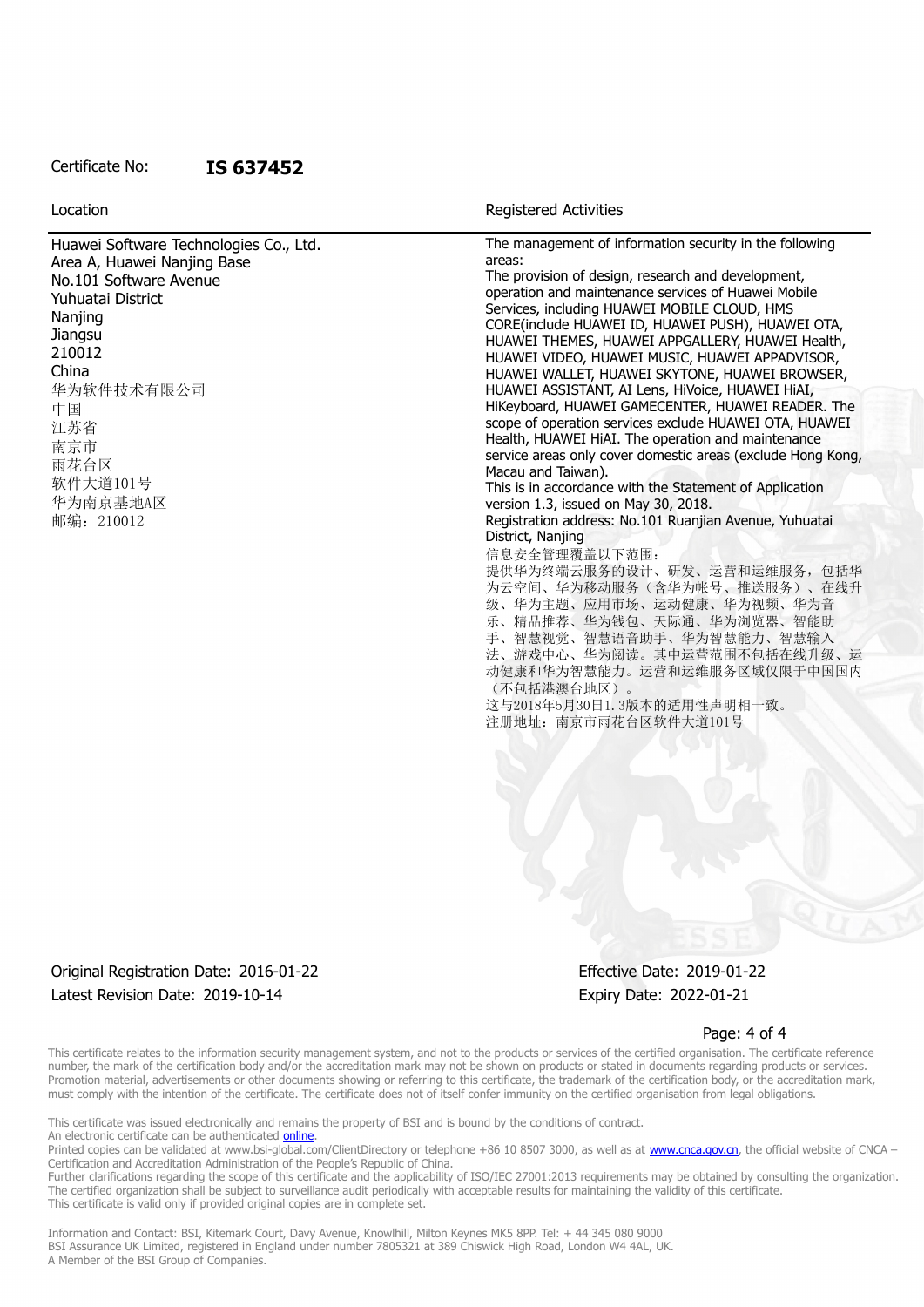Certificate No: **IS 637452**

| Location | Registered Activities |
| --- | --- |
| Huawei Software Technologies Co., Ltd.<br>Area A, Huawei Nanjing Base<br>No.101 Software Avenue<br>Yuhuatai District<br>Nanjing<br>Jiangsu<br>210012<br>China<br>华为软件技术有限公司<br>中国<br>江苏省<br>南京市<br>雨花台区<br>软件大道101号<br>华为南京基地A区<br>邮编：210012 | The management of information security in the following areas:<br>The provision of design, research and development, operation and maintenance services of Huawei Mobile Services, including HUAWEI MOBILE CLOUD, HMS CORE(include HUAWEI ID, HUAWEI PUSH), HUAWEI OTA, HUAWEI THEMES, HUAWEI APPGALLERY, HUAWEI Health, HUAWEI VIDEO, HUAWEI MUSIC, HUAWEI APPADVISOR, HUAWEI WALLET, HUAWEI SKYTONE, HUAWEI BROWSER, HUAWEI ASSISTANT, AI Lens, HiVoice, HUAWEI HiAI, HiKeyboard, HUAWEI GAMECENTER, HUAWEI READER. The scope of operation services exclude HUAWEI OTA, HUAWEI Health, HUAWEI HiAI. The operation and maintenance service areas only cover domestic areas (exclude Hong Kong, Macau and Taiwan).<br>This is in accordance with the Statement of Application version 1.3, issued on May 30, 2018.<br>Registration address: No.101 Ruanjian Avenue, Yuhuatai District, Nanjing<br>信息安全管理覆盖以下范围：<br>提供华为终端云服务的设计、研发、运营和运维服务，包括华为云空间、华为移动服务（含华为帐号、推送服务）、在线升级、华为主题、应用市场、运动健康、华为视频、华为音乐、精品推荐、华为钱包、天际通、华为浏览器、智能助手、智慧视觉、智慧语音助手、华为智慧能力、智慧输入法、游戏中心、华为阅读。其中运营范围不包括在线升级、运动健康和华为智慧能力。运营和运维服务区域仅限于中国国内（不包括港澳台地区）。<br>这与2018年5月30日1.3版本的适用性声明相一致。<br>注册地址：南京市雨花台区软件大道101号 |

Original Registration Date: 2016-01-22
Latest Revision Date: 2019-10-14

Effective Date: 2019-01-22
Expiry Date: 2022-01-21

This certificate relates to the information security management system, and not to the products or services of the certified organisation. The certificate reference number, the mark of the certification body and/or the accreditation mark may not be shown on products or stated in documents regarding products or services. Promotion material, advertisements or other documents showing or referring to this certificate, the trademark of the certification body, or the accreditation mark, must comply with the intention of the certificate. The certificate does not of itself confer immunity on the certified organisation from legal obligations.

This certificate was issued electronically and remains the property of BSI and is bound by the conditions of contract.
An electronic certificate can be authenticated online.
Printed copies can be validated at www.bsi-global.com/ClientDirectory or telephone +86 10 8507 3000, as well as at www.cnca.gov.cn, the official website of CNCA – Certification and Accreditation Administration of the People's Republic of China.
Further clarifications regarding the scope of this certificate and the applicability of ISO/IEC 27001:2013 requirements may be obtained by consulting the organization.
The certified organization shall be subject to surveillance audit periodically with acceptable results for maintaining the validity of this certificate.
This certificate is valid only if provided original copies are in complete set.

Information and Contact: BSI, Kitemark Court, Davy Avenue, Knowlhill, Milton Keynes MK5 8PP. Tel: + 44 345 080 9000
BSI Assurance UK Limited, registered in England under number 7805321 at 389 Chiswick High Road, London W4 4AL, UK.
A Member of the BSI Group of Companies.